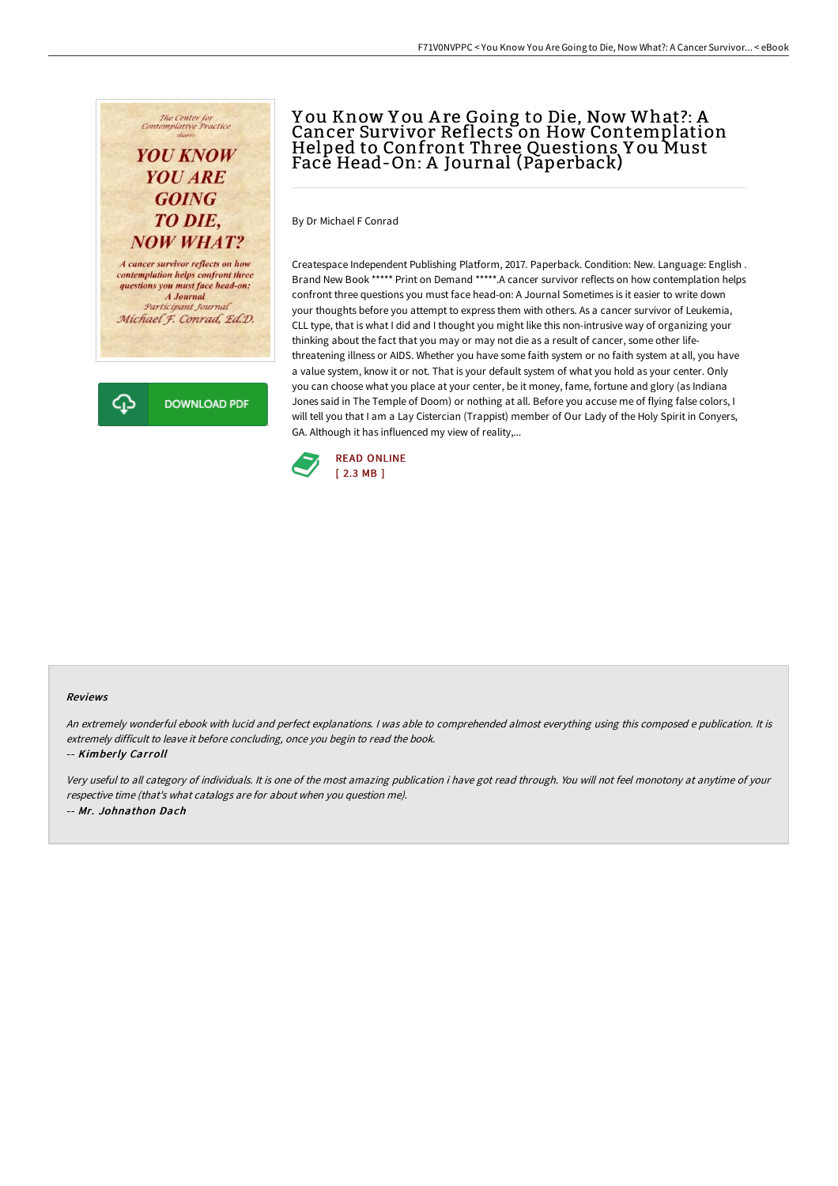# You Know You Are Going to Die, Now What?: A Cancer Survivor Reflects on How Contemplation Helped to Confront Three Questions You Must Face Head-On: A Journal (Paperback)

By Dr Michael F Conrad

Createspace Independent Publishing Platform, 2017. Paperback. Condition: New. Language: English . Brand New Book ***** Print on Demand *****.A cancer survivor reflects on how contemplation helps confront three questions you must face head-on: A Journal Sometimes is it easier to write down your thoughts before you attempt to express them with others. As a cancer survivor of Leukemia, CLL type, that is what I did and I thought you might like this non-intrusive way of organizing your thinking about the fact that you may or may not die as a result of cancer, some other life-threatening illness or AIDS. Whether you have some faith system or no faith system at all, you have a value system, know it or not. That is your default system of what you hold as your center. Only you can choose what you place at your center, be it money, fame, fortune and glory (as Indiana Jones said in The Temple of Doom) or nothing at all. Before you accuse me of flying false colors, I will tell you that I am a Lay Cistercian (Trappist) member of Our Lady of the Holy Spirit in Conyers, GA. Although it has influenced my view of reality,...

READ ONLINE
[ 2.3 MB ]

DOWNLOAD PDF

#### Reviews

*An extremely wonderful ebook with lucid and perfect explanations. I was able to comprehended almost everything using this composed e publication. It is extremely difficult to leave it before concluding, once you begin to read the book.*

-- *Kimberly Carroll*

*Very useful to all category of individuals. It is one of the most amazing publication i have got read through. You will not feel monotony at anytime of your respective time (that's what catalogs are for about when you question me).*

-- *Mr. Johnathon Dach*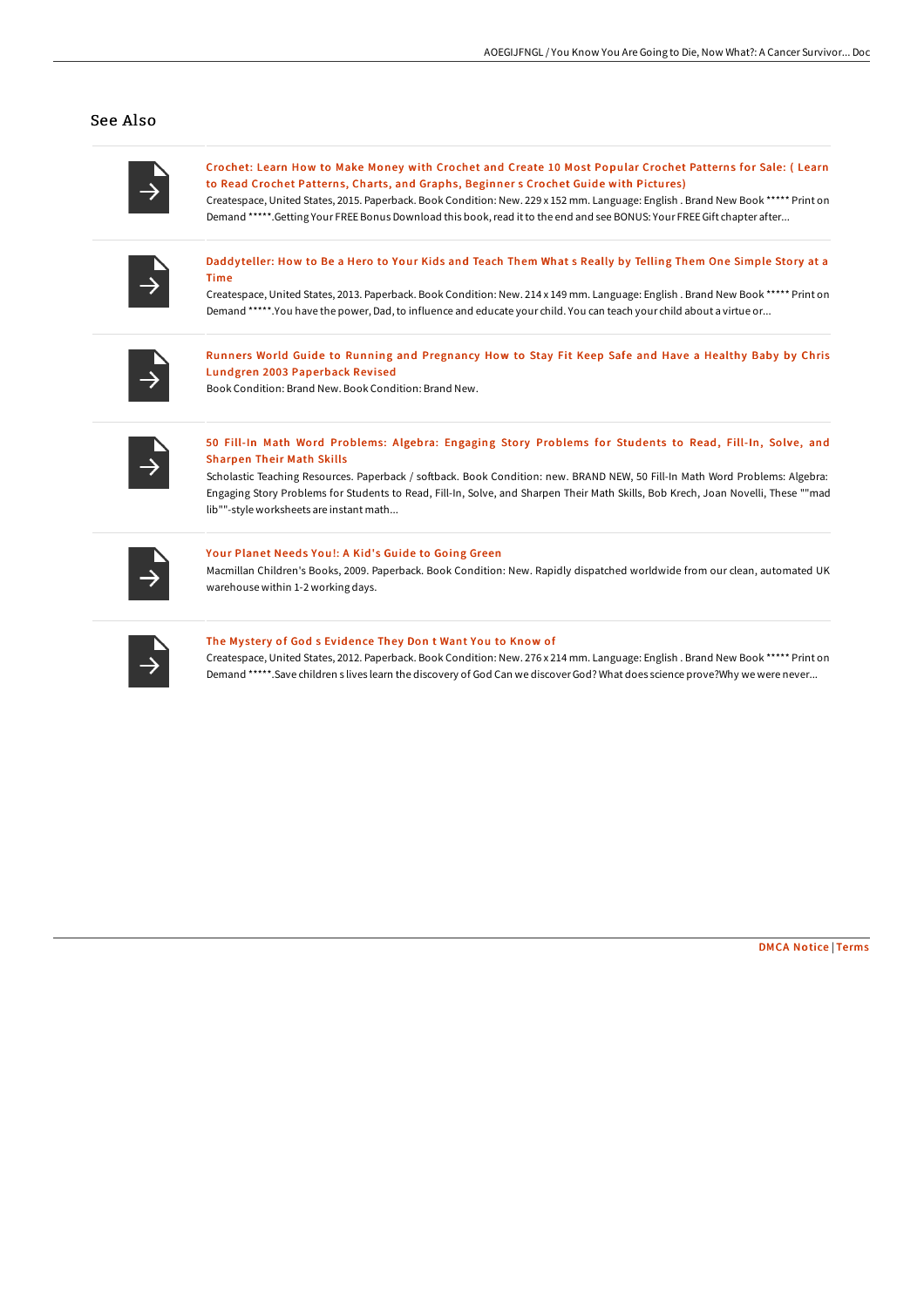## See Also

**Crochet: Learn How to Make Money with Crochet and Create 10 Most Popular Crochet Patterns for Sale: ( Learn to Read Crochet Patterns, Charts, and Graphs, Beginner s Crochet Guide with Pictures)**

Createspace, United States, 2015. Paperback. Book Condition: New. 229 x 152 mm. Language: English . Brand New Book ***** Print on Demand *****.Getting Your FREE Bonus Download this book, read it to the end and see BONUS: Your FREE Gift chapter after...

**Daddyteller: How to Be a Hero to Your Kids and Teach Them What s Really by Telling Them One Simple Story at a Time**

Createspace, United States, 2013. Paperback. Book Condition: New. 214 x 149 mm. Language: English . Brand New Book ***** Print on Demand *****.You have the power, Dad, to influence and educate your child. You can teach your child about a virtue or...

**Runners World Guide to Running and Pregnancy How to Stay Fit Keep Safe and Have a Healthy Baby by Chris Lundgren 2003 Paperback Revised**

Book Condition: Brand New. Book Condition: Brand New.

**50 Fill-In Math Word Problems: Algebra: Engaging Story Problems for Students to Read, Fill-In, Solve, and Sharpen Their Math Skills**

Scholastic Teaching Resources. Paperback / softback. Book Condition: new. BRAND NEW, 50 Fill-In Math Word Problems: Algebra: Engaging Story Problems for Students to Read, Fill-In, Solve, and Sharpen Their Math Skills, Bob Krech, Joan Novelli, These ""mad lib""-style worksheets are instant math...

**Your Planet Needs You!: A Kid's Guide to Going Green**

Macmillan Children's Books, 2009. Paperback. Book Condition: New. Rapidly dispatched worldwide from our clean, automated UK warehouse within 1-2 working days.

**The Mystery of God s Evidence They Don t Want You to Know of**

Createspace, United States, 2012. Paperback. Book Condition: New. 276 x 214 mm. Language: English . Brand New Book ***** Print on Demand *****.Save children s lives learn the discovery of God Can we discover God? What does science prove?Why we were never...

DMCA Notice | Terms